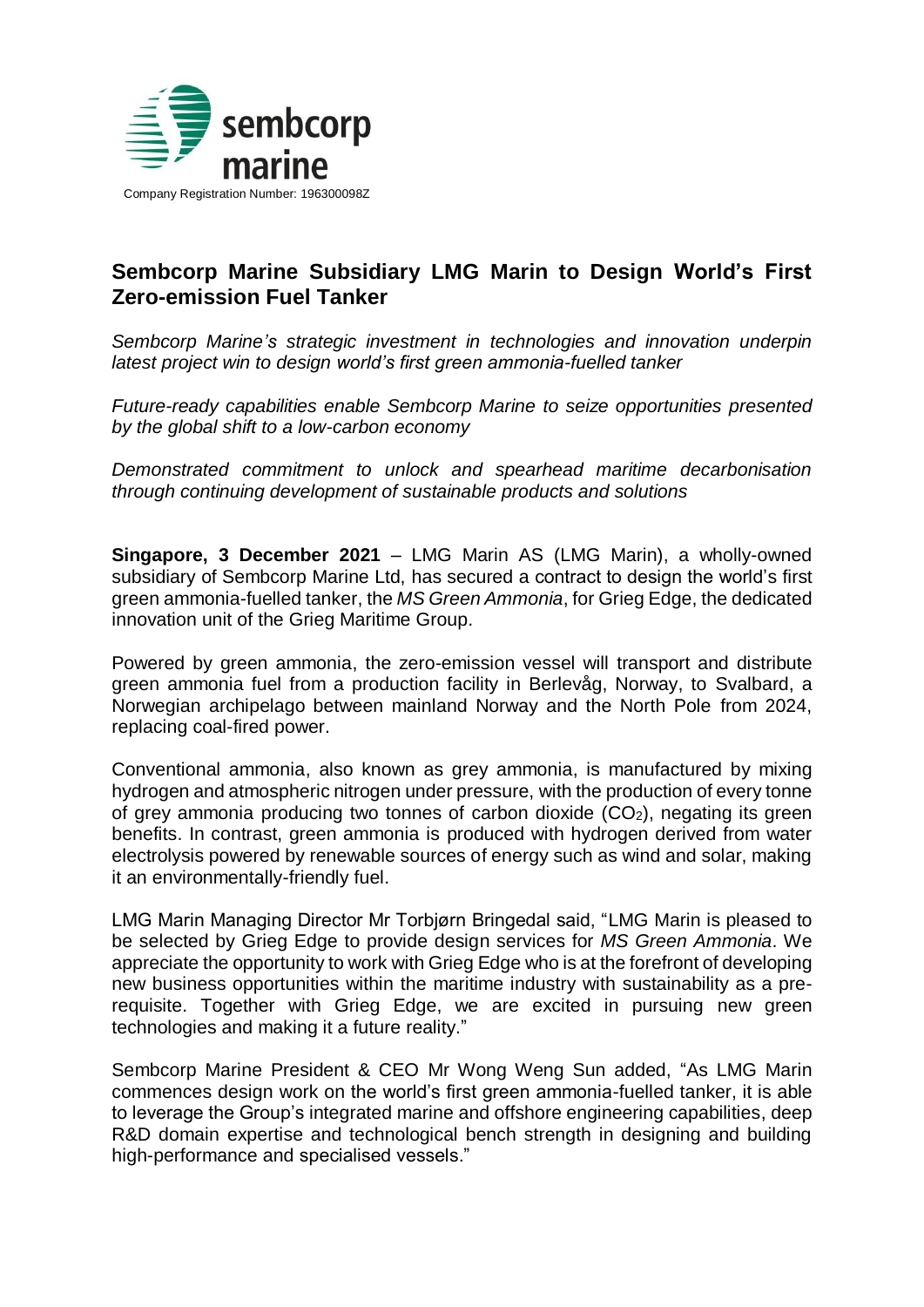sembcorp marine

Company Registration Number: 196300098Z

# Sembcorp Marine Subsidiary LMG Marin to Design World's First Zero-emission Fuel Tanker

*Sembcorp Marine's strategic investment in technologies and innovation underpin latest project win to design world's first green ammonia-fuelled tanker*

*Future-ready capabilities enable Sembcorp Marine to seize opportunities presented by the global shift to a low-carbon economy*

*Demonstrated commitment to unlock and spearhead maritime decarbonisation through continuing development of sustainable products and solutions*

**Singapore, 3 December 2021** – LMG Marin AS (LMG Marin), a wholly-owned subsidiary of Sembcorp Marine Ltd, has secured a contract to design the world's first green ammonia-fuelled tanker, the *MS Green Ammonia*, for Grieg Edge, the dedicated innovation unit of the Grieg Maritime Group.

Powered by green ammonia, the zero-emission vessel will transport and distribute green ammonia fuel from a production facility in Berlevåg, Norway, to Svalbard, a Norwegian archipelago between mainland Norway and the North Pole from 2024, replacing coal-fired power.

Conventional ammonia, also known as grey ammonia, is manufactured by mixing hydrogen and atmospheric nitrogen under pressure, with the production of every tonne of grey ammonia producing two tonnes of carbon dioxide ($CO_2$), negating its green benefits. In contrast, green ammonia is produced with hydrogen derived from water electrolysis powered by renewable sources of energy such as wind and solar, making it an environmentally-friendly fuel.

LMG Marin Managing Director Mr Torbjørn Bringedal said, "LMG Marin is pleased to be selected by Grieg Edge to provide design services for *MS Green Ammonia*. We appreciate the opportunity to work with Grieg Edge who is at the forefront of developing new business opportunities within the maritime industry with sustainability as a pre-requisite. Together with Grieg Edge, we are excited in pursuing new green technologies and making it a future reality."

Sembcorp Marine President & CEO Mr Wong Weng Sun added, "As LMG Marin commences design work on the world's first green ammonia-fuelled tanker, it is able to leverage the Group's integrated marine and offshore engineering capabilities, deep R&D domain expertise and technological bench strength in designing and building high-performance and specialised vessels."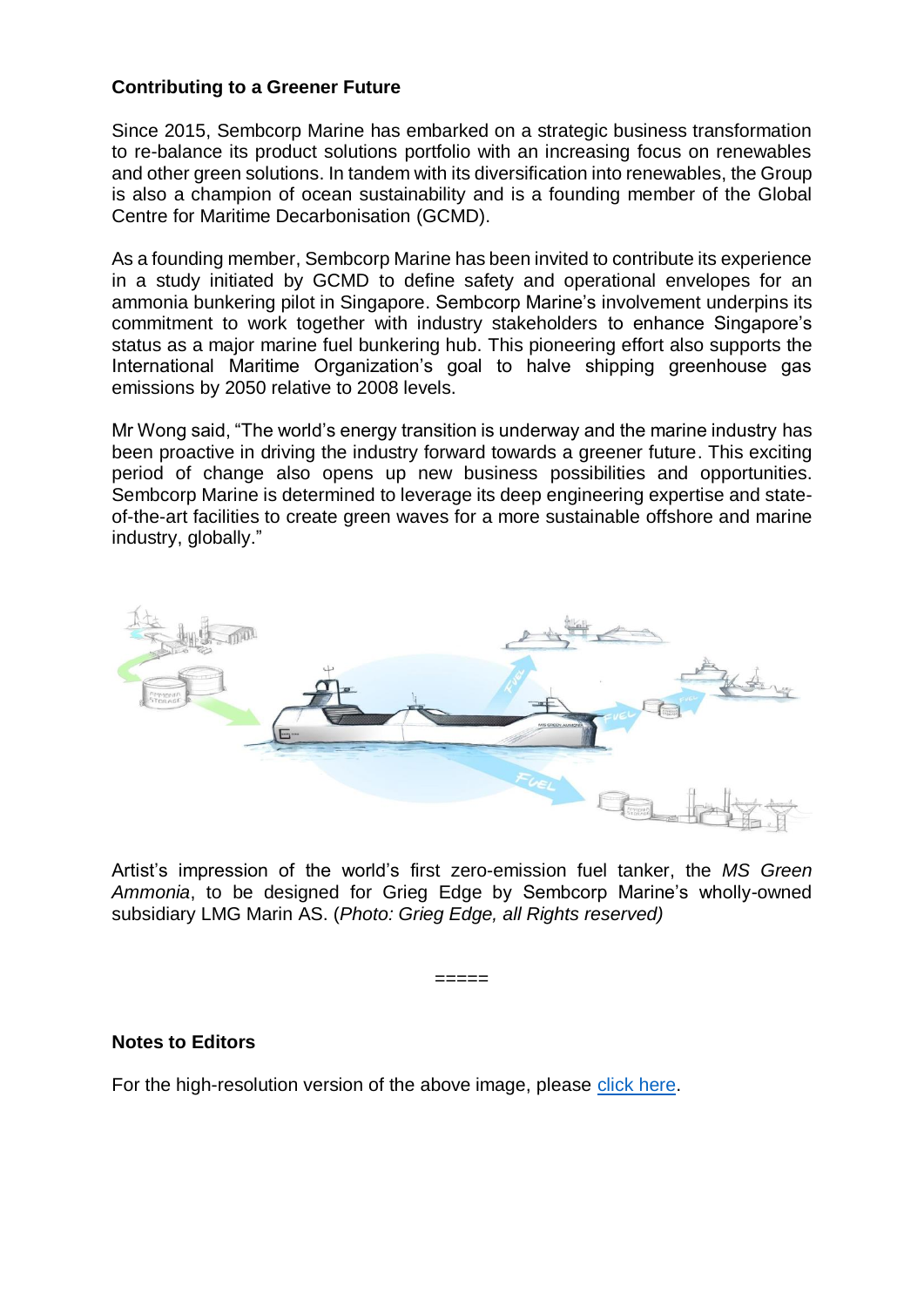**Contributing to a Greener Future**

Since 2015, Sembcorp Marine has embarked on a strategic business transformation to re-balance its product solutions portfolio with an increasing focus on renewables and other green solutions. In tandem with its diversification into renewables, the Group is also a champion of ocean sustainability and is a founding member of the Global Centre for Maritime Decarbonisation (GCMD).

As a founding member, Sembcorp Marine has been invited to contribute its experience in a study initiated by GCMD to define safety and operational envelopes for an ammonia bunkering pilot in Singapore. Sembcorp Marine's involvement underpins its commitment to work together with industry stakeholders to enhance Singapore's status as a major marine fuel bunkering hub. This pioneering effort also supports the International Maritime Organization's goal to halve shipping greenhouse gas emissions by 2050 relative to 2008 levels.

Mr Wong said, "The world's energy transition is underway and the marine industry has been proactive in driving the industry forward towards a greener future. This exciting period of change also opens up new business possibilities and opportunities. Sembcorp Marine is determined to leverage its deep engineering expertise and state-of-the-art facilities to create green waves for a more sustainable offshore and marine industry, globally."

Artist's impression of the world's first zero-emission fuel tanker, the *MS Green Ammonia*, to be designed for Grieg Edge by Sembcorp Marine's wholly-owned subsidiary LMG Marin AS. (*Photo: Grieg Edge, all Rights reserved)*

=====

**Notes to Editors**

For the high-resolution version of the above image, please click here.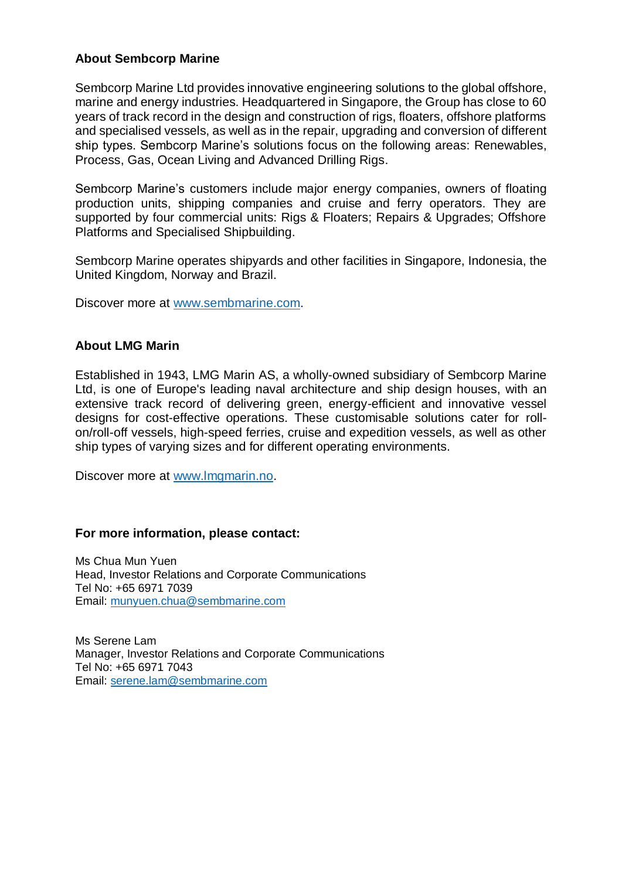## About Sembcorp Marine

Sembcorp Marine Ltd provides innovative engineering solutions to the global offshore, marine and energy industries. Headquartered in Singapore, the Group has close to 60 years of track record in the design and construction of rigs, floaters, offshore platforms and specialised vessels, as well as in the repair, upgrading and conversion of different ship types. Sembcorp Marine's solutions focus on the following areas: Renewables, Process, Gas, Ocean Living and Advanced Drilling Rigs.

Sembcorp Marine's customers include major energy companies, owners of floating production units, shipping companies and cruise and ferry operators. They are supported by four commercial units: Rigs & Floaters; Repairs & Upgrades; Offshore Platforms and Specialised Shipbuilding.

Sembcorp Marine operates shipyards and other facilities in Singapore, Indonesia, the United Kingdom, Norway and Brazil.

Discover more at [www.sembmarine.com](http://www.sembmarine.com).

## About LMG Marin

Established in 1943, LMG Marin AS, a wholly-owned subsidiary of Sembcorp Marine Ltd, is one of Europe's leading naval architecture and ship design houses, with an extensive track record of delivering green, energy-efficient and innovative vessel designs for cost-effective operations. These customisable solutions cater for roll-on/roll-off vessels, high-speed ferries, cruise and expedition vessels, as well as other ship types of varying sizes and for different operating environments.

Discover more at [www.lmgmarin.no](http://www.lmgmarin.no).

**For more information, please contact:**

Ms Chua Mun Yuen
Head, Investor Relations and Corporate Communications
Tel No: +65 6971 7039
Email: [munyuen.chua@sembmarine.com](mailto:munyuen.chua@sembmarine.com)

Ms Serene Lam
Manager, Investor Relations and Corporate Communications
Tel No: +65 6971 7043
Email: [serene.lam@sembmarine.com](mailto:serene.lam@sembmarine.com)